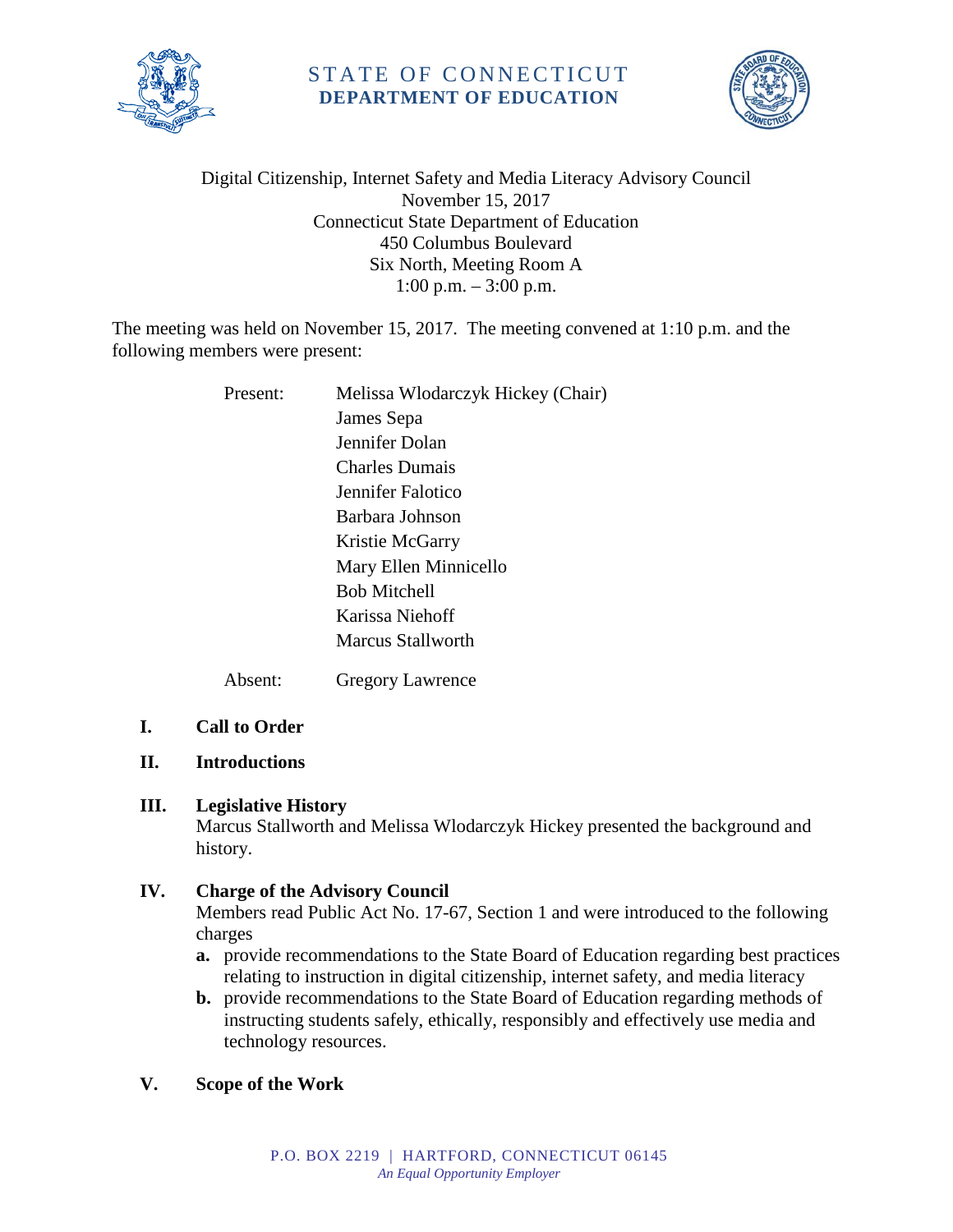# STATE OF CONNECTICUT
## DEPARTMENT OF EDUCATION

Digital Citizenship, Internet Safety and Media Literacy Advisory Council
November 15, 2017
Connecticut State Department of Education
450 Columbus Boulevard
Six North, Meeting Room A
1:00 p.m. – 3:00 p.m.

The meeting was held on November 15, 2017. The meeting convened at 1:10 p.m. and the following members were present:

Present:
- Melissa Wlodarczyk Hickey (Chair)
- James Sepa
- Jennifer Dolan
- Charles Dumais
- Jennifer Falotico
- Barbara Johnson
- Kristie McGarry
- Mary Ellen Minnicello
- Bob Mitchell
- Karissa Niehoff
- Marcus Stallworth

Absent:
- Gregory Lawrence

**I. Call to Order**

**II. Introductions**

**III. Legislative History**

Marcus Stallworth and Melissa Wlodarczyk Hickey presented the background and history.

**IV. Charge of the Advisory Council**

Members read Public Act No. 17-67, Section 1 and were introduced to the following charges

**a.** provide recommendations to the State Board of Education regarding best practices relating to instruction in digital citizenship, internet safety, and media literacy

**b.** provide recommendations to the State Board of Education regarding methods of instructing students safely, ethically, responsibly and effectively use media and technology resources.

**V. Scope of the Work**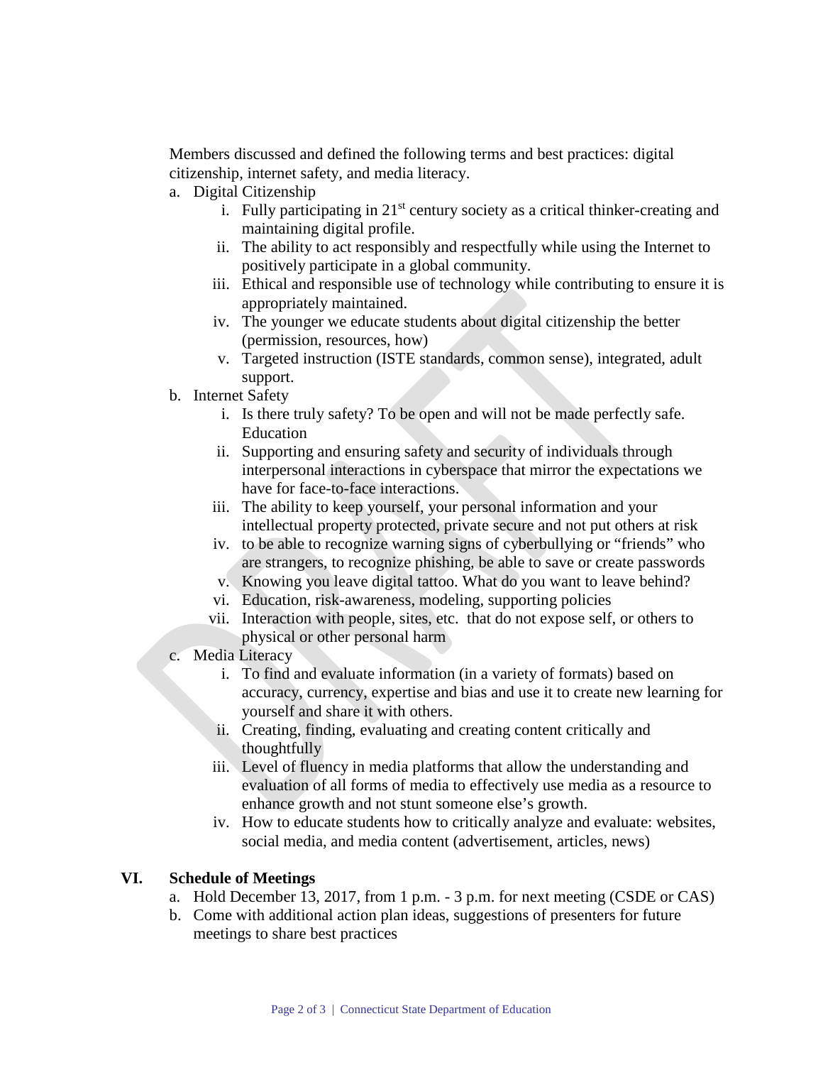Members discussed and defined the following terms and best practices: digital citizenship, internet safety, and media literacy.

a. Digital Citizenship
   i. Fully participating in 21st century society as a critical thinker-creating and maintaining digital profile.
   ii. The ability to act responsibly and respectfully while using the Internet to positively participate in a global community.
   iii. Ethical and responsible use of technology while contributing to ensure it is appropriately maintained.
   iv. The younger we educate students about digital citizenship the better (permission, resources, how)
   v. Targeted instruction (ISTE standards, common sense), integrated, adult support.
b. Internet Safety
   i. Is there truly safety? To be open and will not be made perfectly safe. Education
   ii. Supporting and ensuring safety and security of individuals through interpersonal interactions in cyberspace that mirror the expectations we have for face-to-face interactions.
   iii. The ability to keep yourself, your personal information and your intellectual property protected, private secure and not put others at risk
   iv. to be able to recognize warning signs of cyberbullying or "friends" who are strangers, to recognize phishing, be able to save or create passwords
   v. Knowing you leave digital tattoo. What do you want to leave behind?
   vi. Education, risk-awareness, modeling, supporting policies
   vii. Interaction with people, sites, etc. that do not expose self, or others to physical or other personal harm
c. Media Literacy
   i. To find and evaluate information (in a variety of formats) based on accuracy, currency, expertise and bias and use it to create new learning for yourself and share it with others.
   ii. Creating, finding, evaluating and creating content critically and thoughtfully
   iii. Level of fluency in media platforms that allow the understanding and evaluation of all forms of media to effectively use media as a resource to enhance growth and not stunt someone else's growth.
   iv. How to educate students how to critically analyze and evaluate: websites, social media, and media content (advertisement, articles, news)

## VI. Schedule of Meetings

a. Hold December 13, 2017, from 1 p.m. - 3 p.m. for next meeting (CSDE or CAS)
b. Come with additional action plan ideas, suggestions of presenters for future meetings to share best practices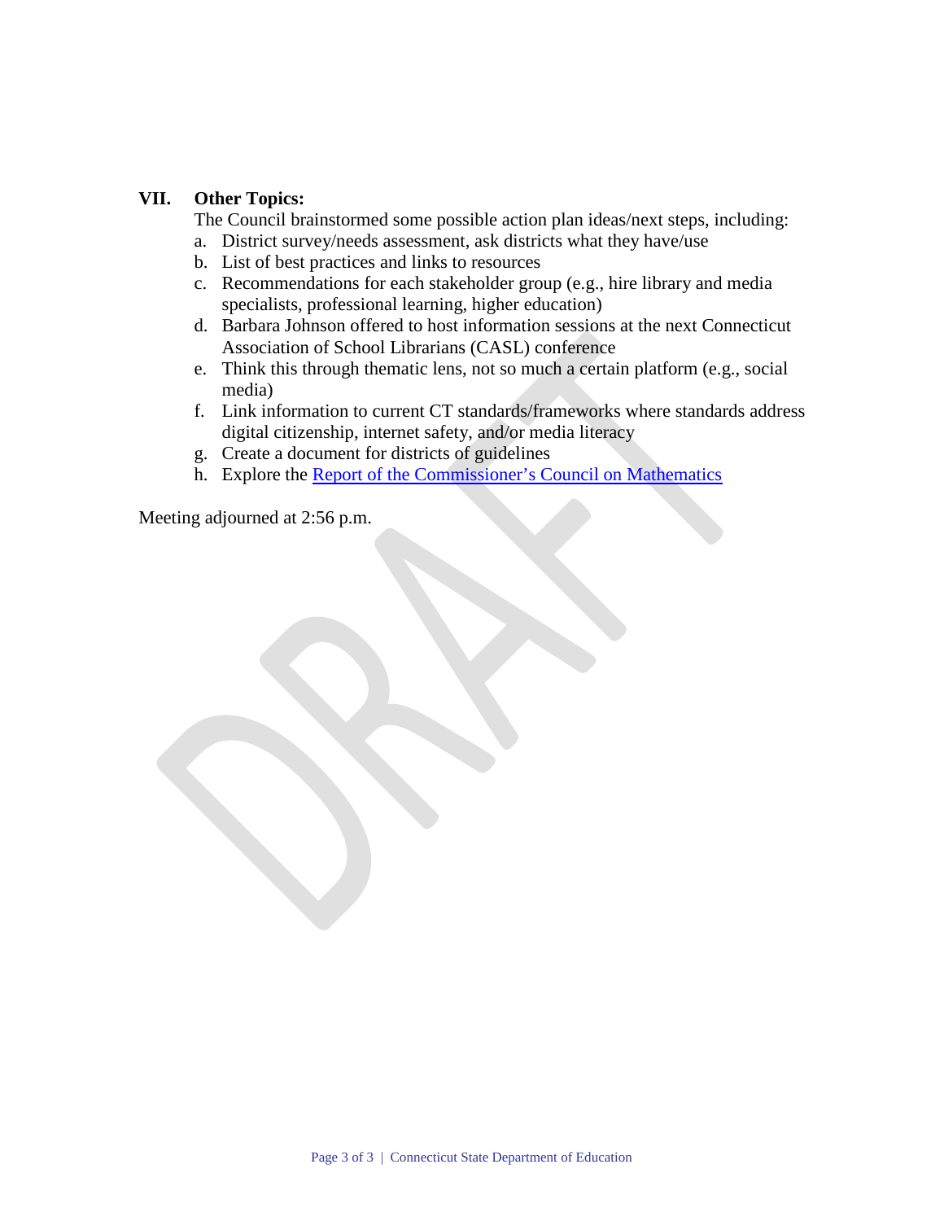**VII. Other Topics:**

The Council brainstormed some possible action plan ideas/next steps, including:

a. District survey/needs assessment, ask districts what they have/use
b. List of best practices and links to resources
c. Recommendations for each stakeholder group (e.g., hire library and media specialists, professional learning, higher education)
d. Barbara Johnson offered to host information sessions at the next Connecticut Association of School Librarians (CASL) conference
e. Think this through thematic lens, not so much a certain platform (e.g., social media)
f. Link information to current CT standards/frameworks where standards address digital citizenship, internet safety, and/or media literacy
g. Create a document for districts of guidelines
h. Explore the Report of the Commissioner's Council on Mathematics

Meeting adjourned at 2:56 p.m.